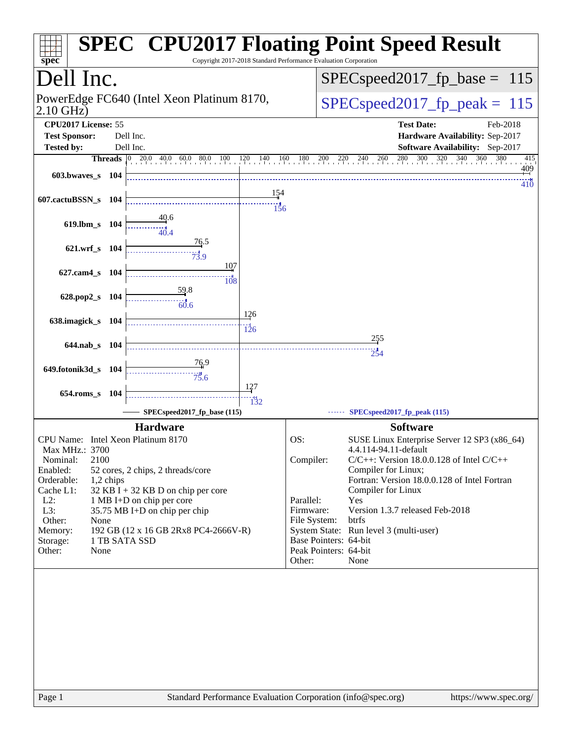# SPEC CPU2017 Floating Point Speed Result

Copyright 2017-2018 Standard Performance Evaluation Corporation

## Dell Inc.

PowerEdge FC640 (Intel Xeon Platinum 8170, 2.10 GHz)

SPECspeed2017_fp_base = 115

SPECspeed2017_fp_peak = 115

**CPU2017 License:** 55
**Test Sponsor:** Dell Inc.
**Tested by:** Dell Inc.

**Test Date:** Feb-2018
**Hardware Availability:** Sep-2017
**Software Availability:** Sep-2017

| Benchmark | Threads | Base | Peak |
|---|---|---|---|
| 603.bwaves_s | 104 | 409 | 410 |
| 607.cactuBSSN_s | 104 | 154 | 156 |
| 619.lbm_s | 104 | 40.6 | 40.4 |
| 621.wrf_s | 104 | 76.5 | 73.9 |
| 627.cam4_s | 104 | 107 | 108 |
| 628.pop2_s | 104 | 59.8 | 60.6 |
| 638.imagick_s | 104 | 126 | 126 |
| 644.nab_s | 104 | 255 | 254 |
| 649.fotonik3d_s | 104 | 76.9 | 75.6 |
| 654.roms_s | 104 | 127 | 132 |

SPECspeed2017_fp_base (115) — SPECspeed2017_fp_peak (115)

### Hardware

| | |
|---|---|
| CPU Name: | Intel Xeon Platinum 8170 |
| Max MHz.: | 3700 |
| Nominal: | 2100 |
| Enabled: | 52 cores, 2 chips, 2 threads/core |
| Orderable: | 1,2 chips |
| Cache L1: | 32 KB I + 32 KB D on chip per core |
| L2: | 1 MB I+D on chip per core |
| L3: | 35.75 MB I+D on chip per chip |
| Other: | None |
| Memory: | 192 GB (12 x 16 GB 2Rx8 PC4-2666V-R) |
| Storage: | 1 TB SATA SSD |
| Other: | None |

### Software

| | |
|---|---|
| OS: | SUSE Linux Enterprise Server 12 SP3 (x86_64) 4.4.114-94.11-default |
| Compiler: | C/C++: Version 18.0.0.128 of Intel C/C++ Compiler for Linux; Fortran: Version 18.0.0.128 of Intel Fortran Compiler for Linux |
| Parallel: | Yes |
| Firmware: | Version 1.3.7 released Feb-2018 |
| File System: | btrfs |
| System State: | Run level 3 (multi-user) |
| Base Pointers: | 64-bit |
| Peak Pointers: | 64-bit |
| Other: | None |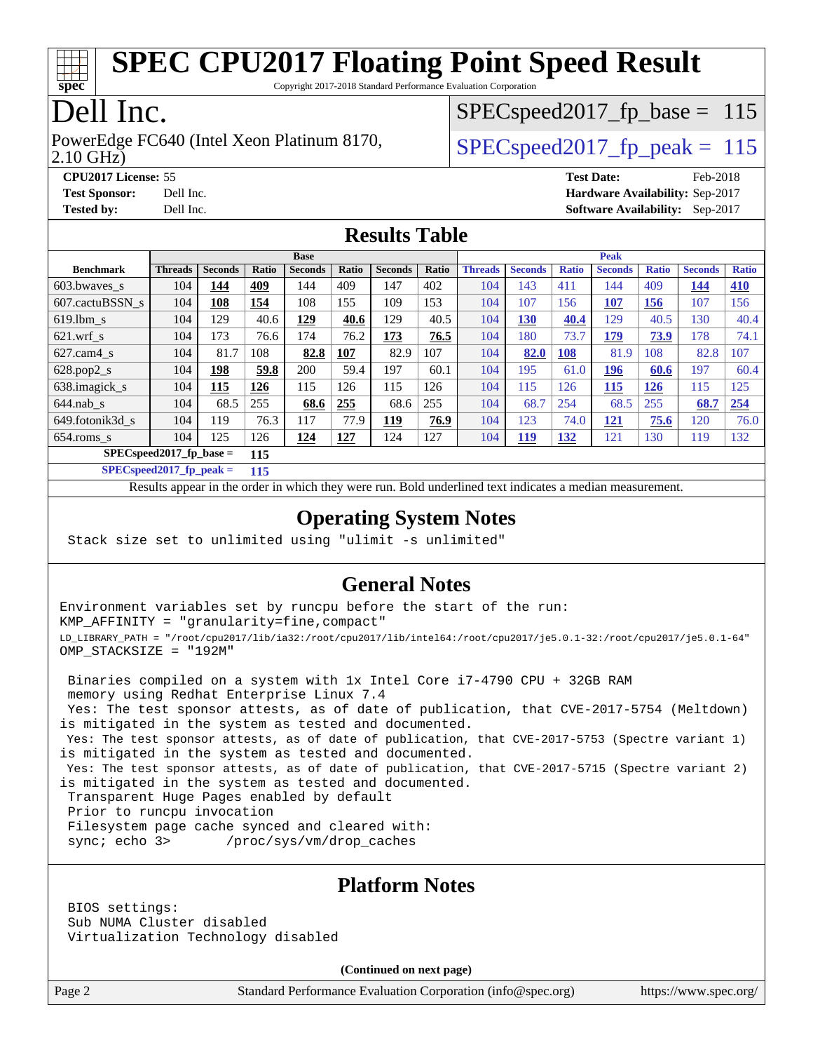# SPEC CPU2017 Floating Point Speed Result

Copyright 2017-2018 Standard Performance Evaluation Corporation

# Dell Inc.

PowerEdge FC640 (Intel Xeon Platinum 8170, 2.10 GHz)

SPECspeed2017_fp_base = 115

SPECspeed2017_fp_peak = 115

**CPU2017 License:** 55
**Test Sponsor:** Dell Inc.
**Tested by:** Dell Inc.

**Test Date:** Feb-2018
**Hardware Availability:** Sep-2017
**Software Availability:** Sep-2017

## Results Table

| Benchmark | Base | | | | | | | Peak | | | | | | |
|---|---|---|---|---|---|---|---|---|---|---|---|---|---|---|
| | Threads | Seconds | Ratio | Seconds | Ratio | Seconds | Ratio | Threads | Seconds | Ratio | Seconds | Ratio | Seconds | Ratio |
| 603.bwaves_s | 104 | **144** | **409** | 144 | 409 | 147 | 402 | 104 | 143 | 411 | 144 | 409 | **144** | **410** |
| 607.cactuBSSN_s | 104 | **108** | **154** | 108 | 155 | 109 | 153 | 104 | 107 | 156 | **107** | **156** | 107 | 156 |
| 619.lbm_s | 104 | 129 | 40.6 | **129** | **40.6** | 129 | 40.5 | 104 | **130** | **40.4** | 129 | 40.5 | 130 | 40.4 |
| 621.wrf_s | 104 | 173 | 76.6 | 174 | 76.2 | **173** | **76.5** | 104 | 180 | 73.7 | **179** | **73.9** | 178 | 74.1 |
| 627.cam4_s | 104 | 81.7 | 108 | **82.8** | **107** | 82.9 | 107 | 104 | **82.0** | **108** | 81.9 | 108 | 82.8 | 107 |
| 628.pop2_s | 104 | **198** | **59.8** | 200 | 59.4 | 197 | 60.1 | 104 | 195 | 61.0 | **196** | **60.6** | 197 | 60.4 |
| 638.imagick_s | 104 | **115** | **126** | 115 | 126 | 115 | 126 | 104 | 115 | 126 | **115** | **126** | 115 | 125 |
| 644.nab_s | 104 | 68.5 | 255 | **68.6** | **255** | 68.6 | 255 | 104 | 68.7 | 254 | 68.5 | 255 | **68.7** | **254** |
| 649.fotonik3d_s | 104 | 119 | 76.3 | 117 | 77.9 | **119** | **76.9** | 104 | 123 | 74.0 | **121** | **75.6** | 120 | 76.0 |
| 654.roms_s | 104 | 125 | 126 | **124** | **127** | 124 | 127 | 104 | **119** | **132** | 121 | 130 | 119 | 132 |

**SPECspeed2017_fp_base = 115**

**SPECspeed2017_fp_peak = 115**

Results appear in the order in which they were run. Bold underlined text indicates a median measurement.

## Operating System Notes

```
Stack size set to unlimited using "ulimit -s unlimited"
```

## General Notes

```
Environment variables set by runcpu before the start of the run:
KMP_AFFINITY = "granularity=fine,compact"
LD_LIBRARY_PATH = "/root/cpu2017/lib/ia32:/root/cpu2017/lib/intel64:/root/cpu2017/je5.0.1-32:/root/cpu2017/je5.0.1-64"
OMP_STACKSIZE = "192M"

 Binaries compiled on a system with 1x Intel Core i7-4790 CPU + 32GB RAM
 memory using Redhat Enterprise Linux 7.4
 Yes: The test sponsor attests, as of date of publication, that CVE-2017-5754 (Meltdown)
is mitigated in the system as tested and documented.
 Yes: The test sponsor attests, as of date of publication, that CVE-2017-5753 (Spectre variant 1)
is mitigated in the system as tested and documented.
 Yes: The test sponsor attests, as of date of publication, that CVE-2017-5715 (Spectre variant 2)
is mitigated in the system as tested and documented.
 Transparent Huge Pages enabled by default
 Prior to runcpu invocation
 Filesystem page cache synced and cleared with:
 sync; echo 3>       /proc/sys/vm/drop_caches
```

## Platform Notes

```
 BIOS settings:
 Sub NUMA Cluster disabled
 Virtualization Technology disabled
```

(Continued on next page)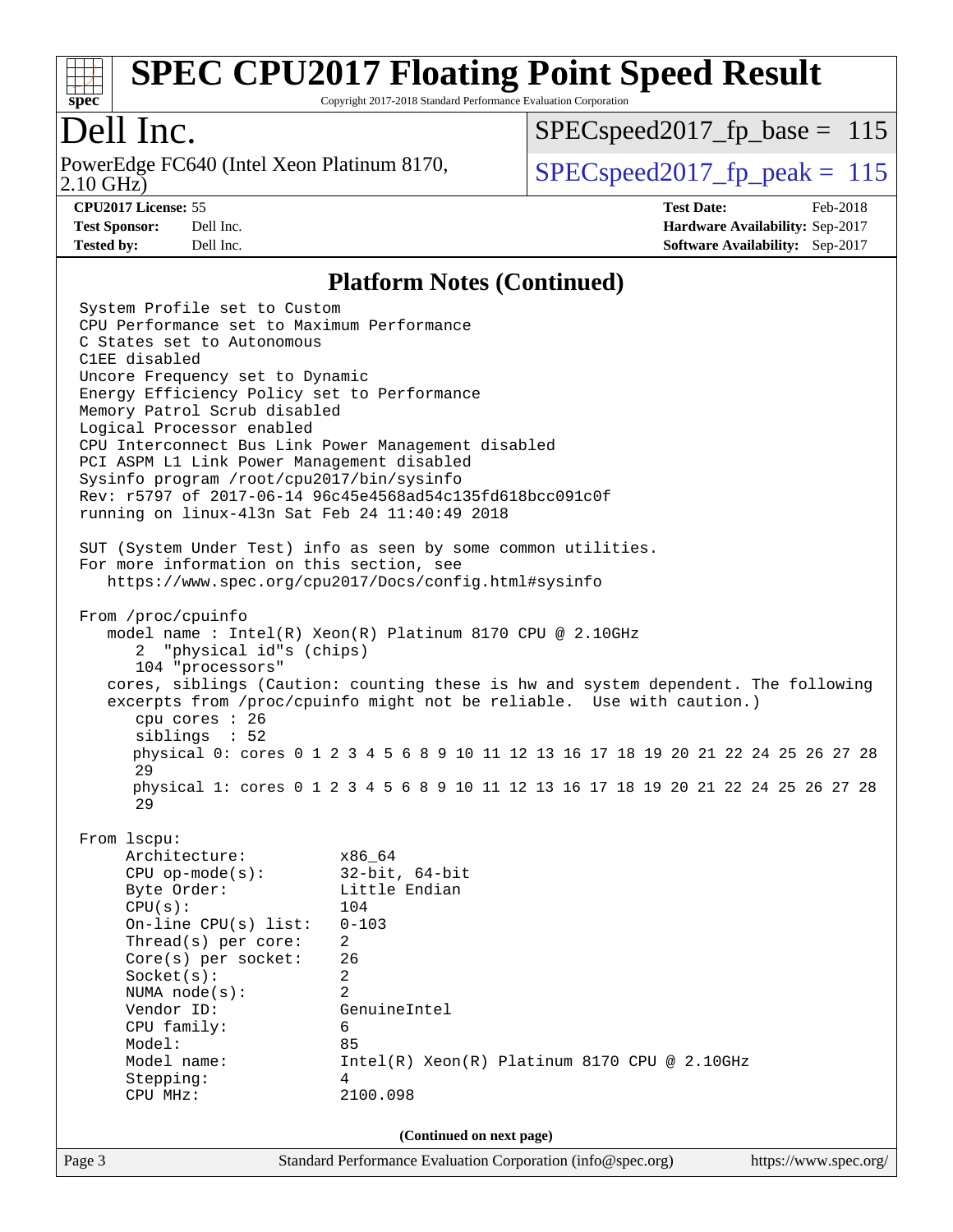## Platform Notes (Continued)

```
System Profile set to Custom
CPU Performance set to Maximum Performance
C States set to Autonomous
C1EE disabled
Uncore Frequency set to Dynamic
Energy Efficiency Policy set to Performance
Memory Patrol Scrub disabled
Logical Processor enabled
CPU Interconnect Bus Link Power Management disabled
PCI ASPM L1 Link Power Management disabled
Sysinfo program /root/cpu2017/bin/sysinfo
Rev: r5797 of 2017-06-14 96c45e4568ad54c135fd618bcc091c0f
running on linux-4l3n Sat Feb 24 11:40:49 2018

SUT (System Under Test) info as seen by some common utilities.
For more information on this section, see
   https://www.spec.org/cpu2017/Docs/config.html#sysinfo

From /proc/cpuinfo
   model name : Intel(R) Xeon(R) Platinum 8170 CPU @ 2.10GHz
      2  "physical id"s (chips)
      104 "processors"
   cores, siblings (Caution: counting these is hw and system dependent. The following
   excerpts from /proc/cpuinfo might not be reliable.  Use with caution.)
      cpu cores : 26
      siblings  : 52
      physical 0: cores 0 1 2 3 4 5 6 8 9 10 11 12 13 16 17 18 19 20 21 22 24 25 26 27 28
      29
      physical 1: cores 0 1 2 3 4 5 6 8 9 10 11 12 13 16 17 18 19 20 21 22 24 25 26 27 28
      29

From lscpu:
     Architecture:          x86_64
     CPU op-mode(s):        32-bit, 64-bit
     Byte Order:            Little Endian
     CPU(s):                104
     On-line CPU(s) list:   0-103
     Thread(s) per core:    2
     Core(s) per socket:    26
     Socket(s):             2
     NUMA node(s):          2
     Vendor ID:             GenuineIntel
     CPU family:            6
     Model:                 85
     Model name:            Intel(R) Xeon(R) Platinum 8170 CPU @ 2.10GHz
     Stepping:              4
     CPU MHz:               2100.098
```

(Continued on next page)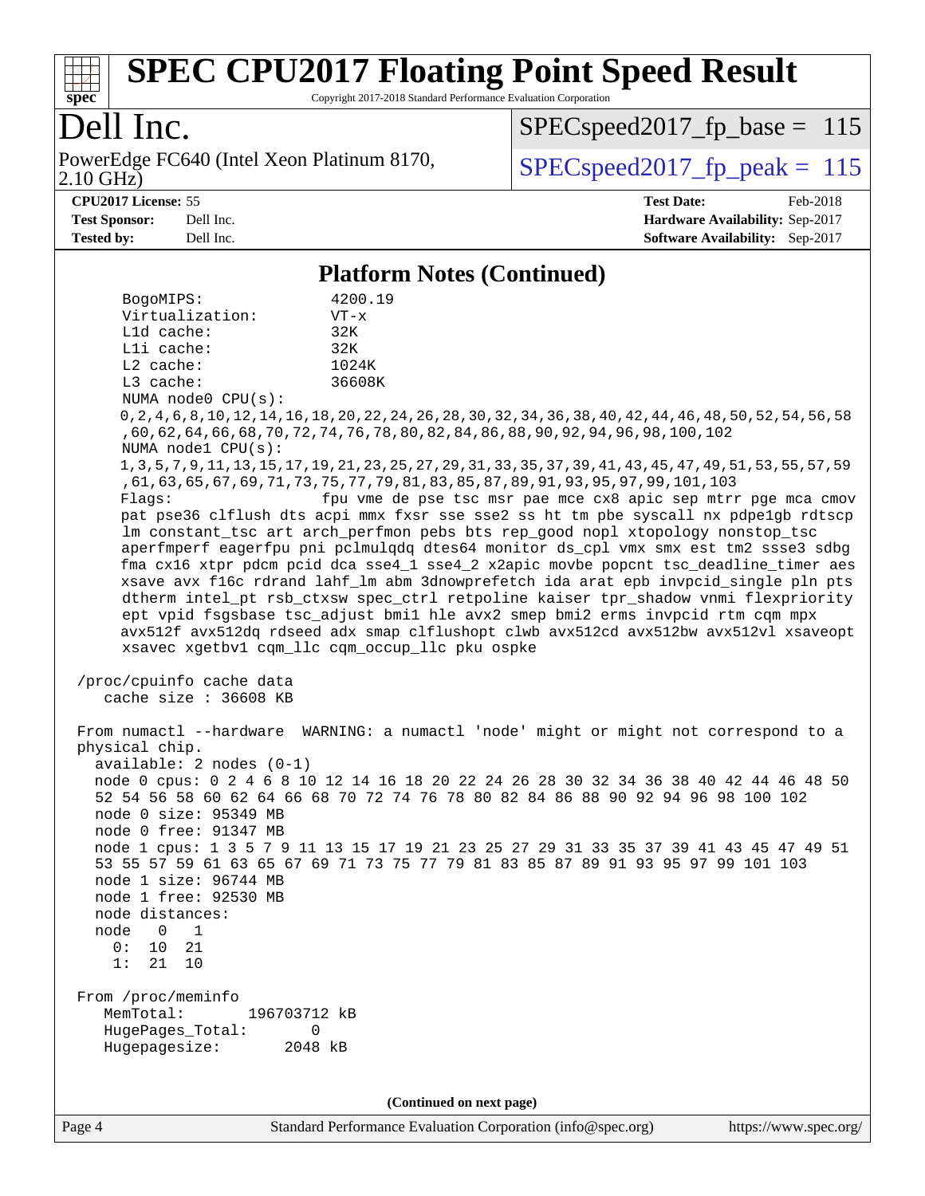## Platform Notes (Continued)

```
    BogoMIPS:              4200.19
    Virtualization:        VT-x
    L1d cache:             32K
    L1i cache:             32K
    L2 cache:              1024K
    L3 cache:              36608K
    NUMA node0 CPU(s):
    0,2,4,6,8,10,12,14,16,18,20,22,24,26,28,30,32,34,36,38,40,42,44,46,48,50,52,54,56,58
    ,60,62,64,66,68,70,72,74,76,78,80,82,84,86,88,90,92,94,96,98,100,102
    NUMA node1 CPU(s):
    1,3,5,7,9,11,13,15,17,19,21,23,25,27,29,31,33,35,37,39,41,43,45,47,49,51,53,55,57,59
    ,61,63,65,67,69,71,73,75,77,79,81,83,85,87,89,91,93,95,97,99,101,103
    Flags:                 fpu vme de pse tsc msr pae mce cx8 apic sep mtrr pge mca cmov
    pat pse36 clflush dts acpi mmx fxsr sse sse2 ss ht tm pbe syscall nx pdpe1gb rdtscp
    lm constant_tsc art arch_perfmon pebs bts rep_good nopl xtopology nonstop_tsc
    aperfmperf eagerfpu pni pclmulqdq dtes64 monitor ds_cpl vmx smx est tm2 ssse3 sdbg
    fma cx16 xtpr pdcm pcid dca sse4_1 sse4_2 x2apic movbe popcnt tsc_deadline_timer aes
    xsave avx f16c rdrand lahf_lm abm 3dnowprefetch ida arat epb invpcid_single pln pts
    dtherm intel_pt rsb_ctxsw spec_ctrl retpoline kaiser tpr_shadow vnmi flexpriority
    ept vpid fsgsbase tsc_adjust bmi1 hle avx2 smep bmi2 erms invpcid rtm cqm mpx
    avx512f avx512dq rdseed adx smap clflushopt clwb avx512cd avx512bw avx512vl xsaveopt
    xsavec xgetbv1 cqm_llc cqm_occup_llc pku ospke

 /proc/cpuinfo cache data
    cache size : 36608 KB

 From numactl --hardware  WARNING: a numactl 'node' might or might not correspond to a
 physical chip.
   available: 2 nodes (0-1)
   node 0 cpus: 0 2 4 6 8 10 12 14 16 18 20 22 24 26 28 30 32 34 36 38 40 42 44 46 48 50
   52 54 56 58 60 62 64 66 68 70 72 74 76 78 80 82 84 86 88 90 92 94 96 98 100 102
   node 0 size: 95349 MB
   node 0 free: 91347 MB
   node 1 cpus: 1 3 5 7 9 11 13 15 17 19 21 23 25 27 29 31 33 35 37 39 41 43 45 47 49 51
   53 55 57 59 61 63 65 67 69 71 73 75 77 79 81 83 85 87 89 91 93 95 97 99 101 103
   node 1 size: 96744 MB
   node 1 free: 92530 MB
   node distances:
   node   0   1
     0:  10  21
     1:  21  10

 From /proc/meminfo
    MemTotal:       196703712 kB
    HugePages_Total:       0
    Hugepagesize:       2048 kB
```

(Continued on next page)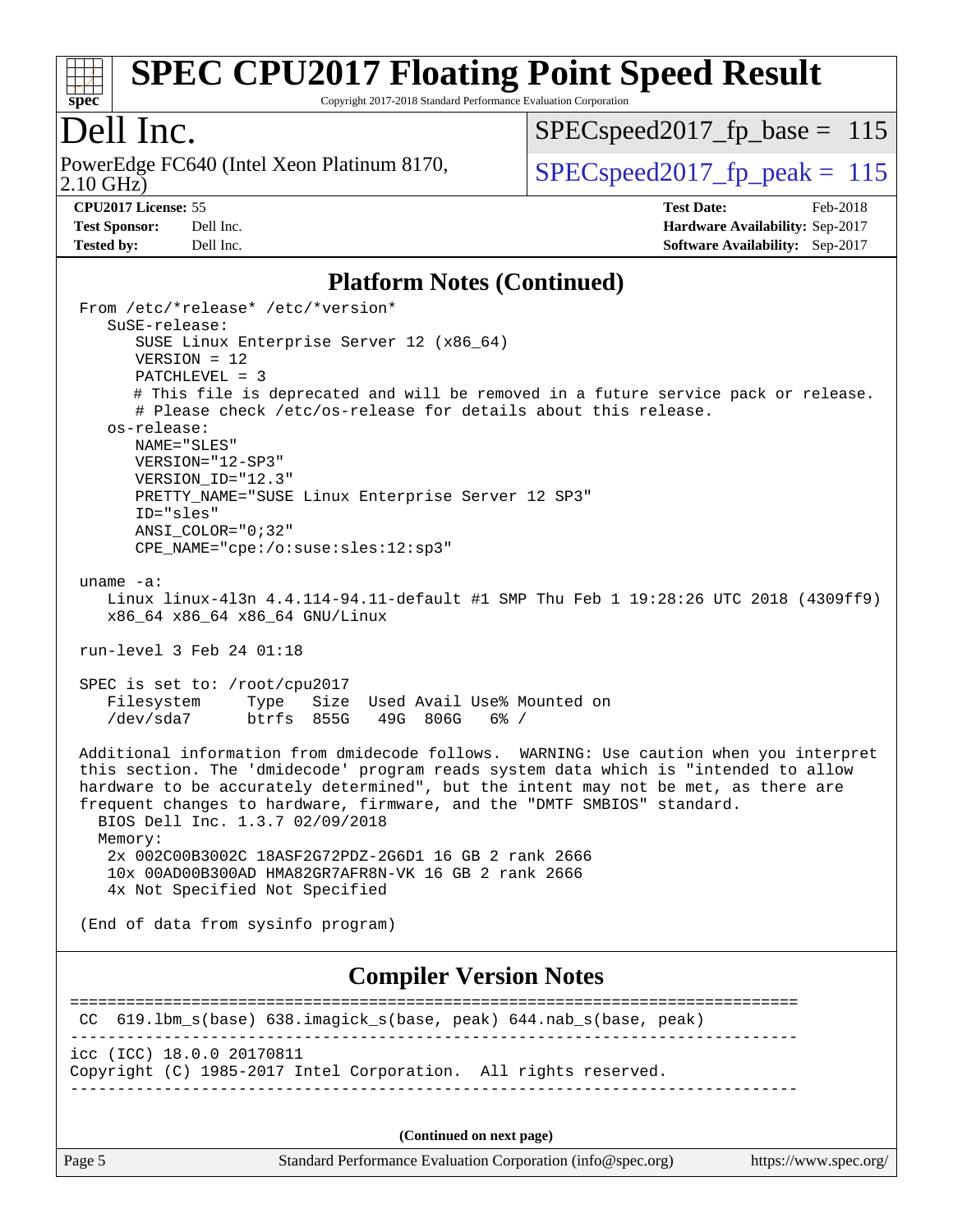## Platform Notes (Continued)

```
From /etc/*release* /etc/*version*
   SuSE-release:
      SUSE Linux Enterprise Server 12 (x86_64)
      VERSION = 12
      PATCHLEVEL = 3
      # This file is deprecated and will be removed in a future service pack or release.
      # Please check /etc/os-release for details about this release.
   os-release:
      NAME="SLES"
      VERSION="12-SP3"
      VERSION_ID="12.3"
      PRETTY_NAME="SUSE Linux Enterprise Server 12 SP3"
      ID="sles"
      ANSI_COLOR="0;32"
      CPE_NAME="cpe:/o:suse:sles:12:sp3"

uname -a:
   Linux linux-4l3n 4.4.114-94.11-default #1 SMP Thu Feb 1 19:28:26 UTC 2018 (4309ff9)
   x86_64 x86_64 x86_64 GNU/Linux

run-level 3 Feb 24 01:18

SPEC is set to: /root/cpu2017
   Filesystem     Type   Size  Used Avail Use% Mounted on
   /dev/sda7      btrfs  855G   49G  806G   6% /

Additional information from dmidecode follows.  WARNING: Use caution when you interpret
this section. The 'dmidecode' program reads system data which is "intended to allow
hardware to be accurately determined", but the intent may not be met, as there are
frequent changes to hardware, firmware, and the "DMTF SMBIOS" standard.
  BIOS Dell Inc. 1.3.7 02/09/2018
  Memory:
    2x 002C00B3002C 18ASF2G72PDZ-2G6D1 16 GB 2 rank 2666
    10x 00AD00B300AD HMA82GR7AFR8N-VK 16 GB 2 rank 2666
    4x Not Specified Not Specified

(End of data from sysinfo program)
```

## Compiler Version Notes

```
==============================================================================
 CC  619.lbm_s(base) 638.imagick_s(base, peak) 644.nab_s(base, peak)
------------------------------------------------------------------------------
icc (ICC) 18.0.0 20170811
Copyright (C) 1985-2017 Intel Corporation.  All rights reserved.
------------------------------------------------------------------------------
```

(Continued on next page)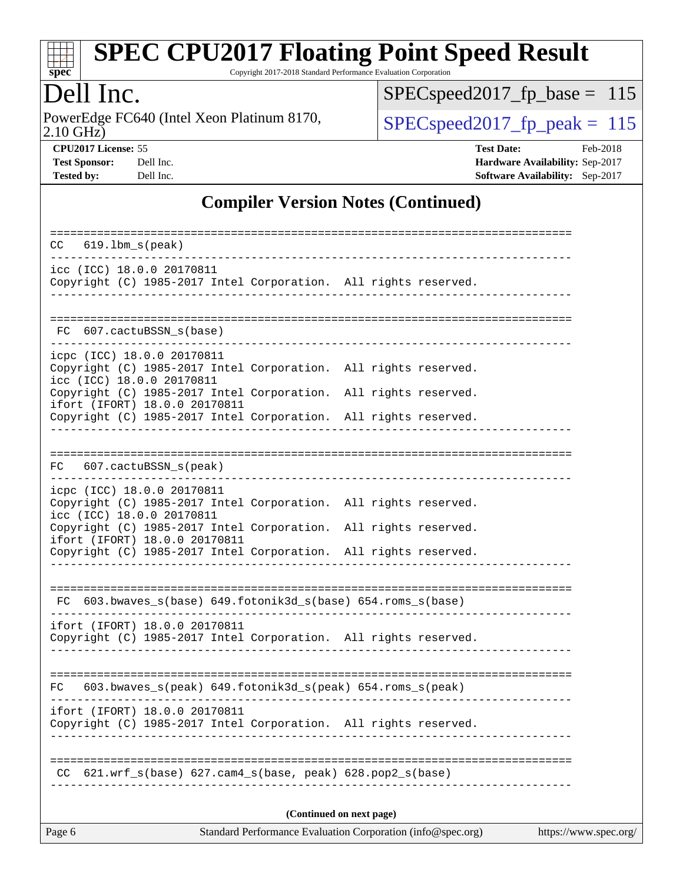## Compiler Version Notes (Continued)

```
==============================================================================
CC   619.lbm_s(peak)
------------------------------------------------------------------------------
icc (ICC) 18.0.0 20170811
Copyright (C) 1985-2017 Intel Corporation.  All rights reserved.
------------------------------------------------------------------------------

==============================================================================
 FC  607.cactuBSSN_s(base)
------------------------------------------------------------------------------
icpc (ICC) 18.0.0 20170811
Copyright (C) 1985-2017 Intel Corporation.  All rights reserved.
icc (ICC) 18.0.0 20170811
Copyright (C) 1985-2017 Intel Corporation.  All rights reserved.
ifort (IFORT) 18.0.0 20170811
Copyright (C) 1985-2017 Intel Corporation.  All rights reserved.
------------------------------------------------------------------------------

==============================================================================
FC   607.cactuBSSN_s(peak)
------------------------------------------------------------------------------
icpc (ICC) 18.0.0 20170811
Copyright (C) 1985-2017 Intel Corporation.  All rights reserved.
icc (ICC) 18.0.0 20170811
Copyright (C) 1985-2017 Intel Corporation.  All rights reserved.
ifort (IFORT) 18.0.0 20170811
Copyright (C) 1985-2017 Intel Corporation.  All rights reserved.
------------------------------------------------------------------------------

==============================================================================
 FC  603.bwaves_s(base) 649.fotonik3d_s(base) 654.roms_s(base)
------------------------------------------------------------------------------
ifort (IFORT) 18.0.0 20170811
Copyright (C) 1985-2017 Intel Corporation.  All rights reserved.
------------------------------------------------------------------------------

==============================================================================
FC   603.bwaves_s(peak) 649.fotonik3d_s(peak) 654.roms_s(peak)
------------------------------------------------------------------------------
ifort (IFORT) 18.0.0 20170811
Copyright (C) 1985-2017 Intel Corporation.  All rights reserved.
------------------------------------------------------------------------------

==============================================================================
 CC  621.wrf_s(base) 627.cam4_s(base, peak) 628.pop2_s(base)
------------------------------------------------------------------------------
```

**(Continued on next page)**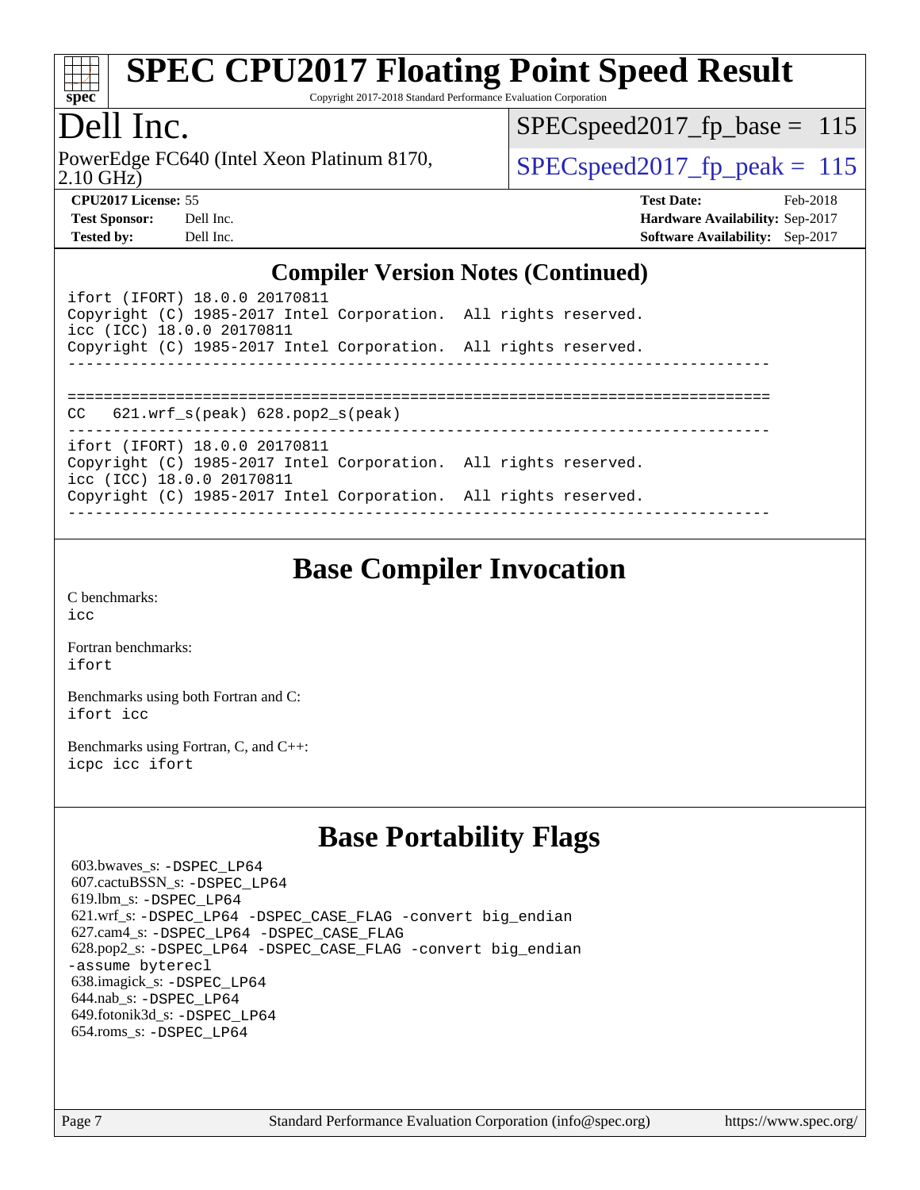## Compiler Version Notes (Continued)

```
ifort (IFORT) 18.0.0 20170811
Copyright (C) 1985-2017 Intel Corporation.  All rights reserved.
icc (ICC) 18.0.0 20170811
Copyright (C) 1985-2017 Intel Corporation.  All rights reserved.
------------------------------------------------------------------------------

==============================================================================
CC   621.wrf_s(peak) 628.pop2_s(peak)
------------------------------------------------------------------------------
ifort (IFORT) 18.0.0 20170811
Copyright (C) 1985-2017 Intel Corporation.  All rights reserved.
icc (ICC) 18.0.0 20170811
Copyright (C) 1985-2017 Intel Corporation.  All rights reserved.
------------------------------------------------------------------------------
```

## Base Compiler Invocation

C benchmarks:
icc

Fortran benchmarks:
ifort

Benchmarks using both Fortran and C:
ifort icc

Benchmarks using Fortran, C, and C++:
icpc icc ifort

## Base Portability Flags

603.bwaves_s: -DSPEC_LP64
607.cactuBSSN_s: -DSPEC_LP64
619.lbm_s: -DSPEC_LP64
621.wrf_s: -DSPEC_LP64 -DSPEC_CASE_FLAG -convert big_endian
627.cam4_s: -DSPEC_LP64 -DSPEC_CASE_FLAG
628.pop2_s: -DSPEC_LP64 -DSPEC_CASE_FLAG -convert big_endian -assume byterecl
638.imagick_s: -DSPEC_LP64
644.nab_s: -DSPEC_LP64
649.fotonik3d_s: -DSPEC_LP64
654.roms_s: -DSPEC_LP64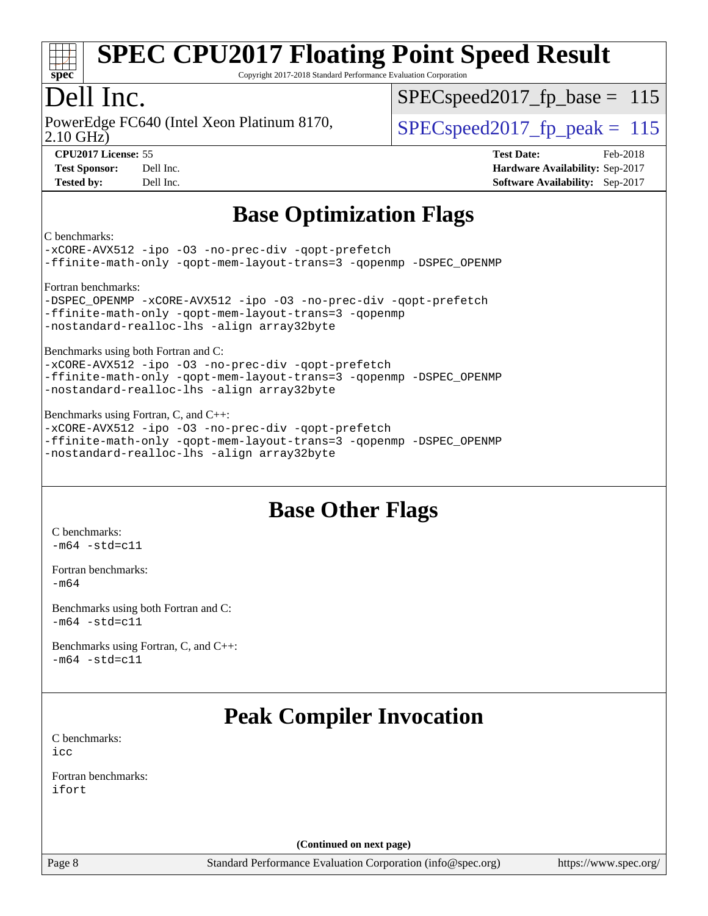# Base Optimization Flags

C benchmarks:
```
-xCORE-AVX512 -ipo -O3 -no-prec-div -qopt-prefetch
-ffinite-math-only -qopt-mem-layout-trans=3 -qopenmp -DSPEC_OPENMP
```

Fortran benchmarks:
```
-DSPEC_OPENMP -xCORE-AVX512 -ipo -O3 -no-prec-div -qopt-prefetch
-ffinite-math-only -qopt-mem-layout-trans=3 -qopenmp
-nostandard-realloc-lhs -align array32byte
```

Benchmarks using both Fortran and C:
```
-xCORE-AVX512 -ipo -O3 -no-prec-div -qopt-prefetch
-ffinite-math-only -qopt-mem-layout-trans=3 -qopenmp -DSPEC_OPENMP
-nostandard-realloc-lhs -align array32byte
```

Benchmarks using Fortran, C, and C++:
```
-xCORE-AVX512 -ipo -O3 -no-prec-div -qopt-prefetch
-ffinite-math-only -qopt-mem-layout-trans=3 -qopenmp -DSPEC_OPENMP
-nostandard-realloc-lhs -align array32byte
```

# Base Other Flags

C benchmarks:
```
-m64 -std=c11
```

Fortran benchmarks:
```
-m64
```

Benchmarks using both Fortran and C:
```
-m64 -std=c11
```

Benchmarks using Fortran, C, and C++:
```
-m64 -std=c11
```

# Peak Compiler Invocation

C benchmarks:
```
icc
```

Fortran benchmarks:
```
ifort
```

(Continued on next page)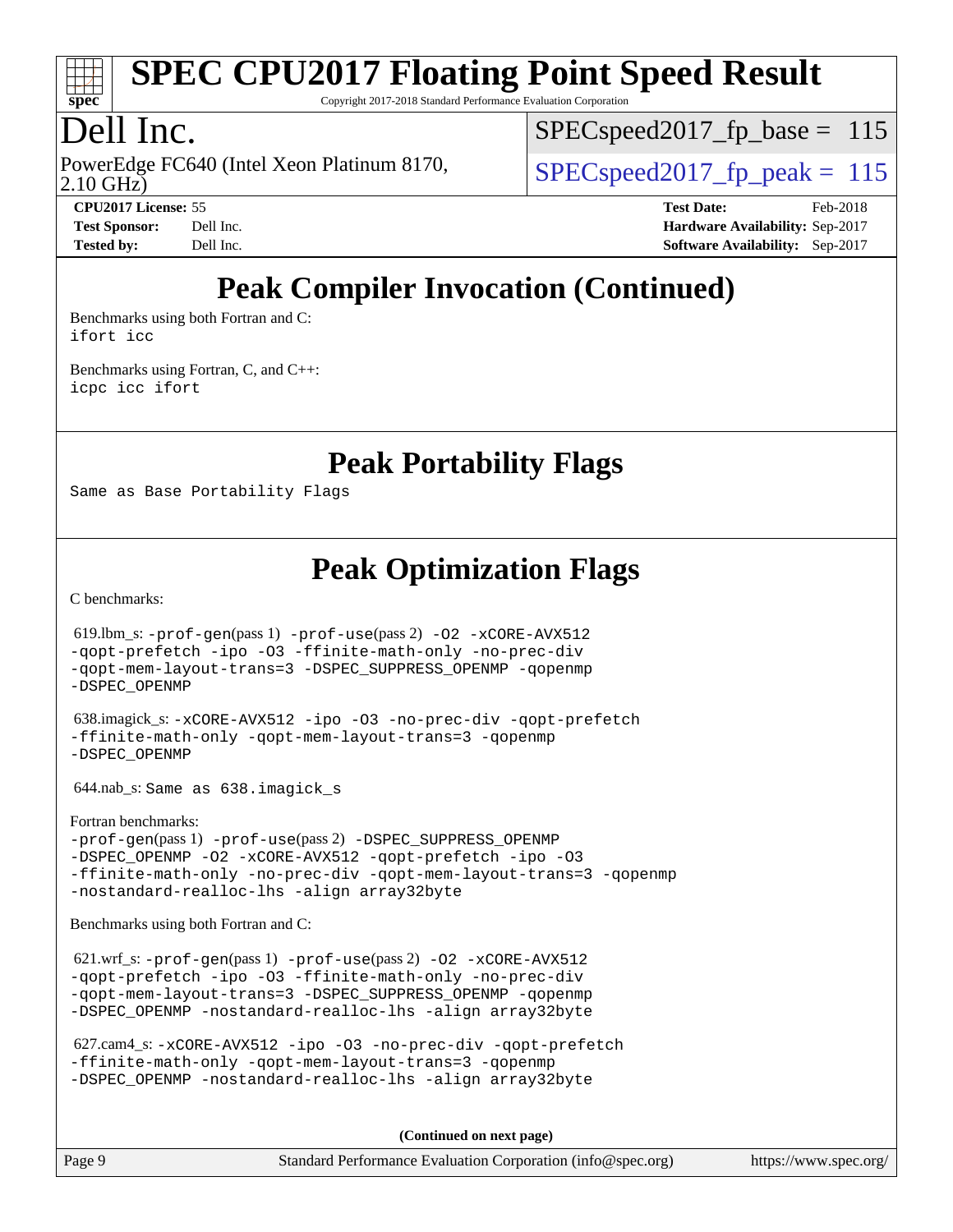# Dell Inc.

PowerEdge FC640 (Intel Xeon Platinum 8170, 2.10 GHz)

SPECspeed2017_fp_base = 115

SPECspeed2017_fp_peak = 115

**CPU2017 License:** 55
**Test Sponsor:** Dell Inc.
**Tested by:** Dell Inc.
**Test Date:** Feb-2018
**Hardware Availability:** Sep-2017
**Software Availability:** Sep-2017

## Peak Compiler Invocation (Continued)

Benchmarks using both Fortran and C:
`ifort icc`

Benchmarks using Fortran, C, and C++:
`icpc icc ifort`

## Peak Portability Flags

Same as Base Portability Flags

## Peak Optimization Flags

C benchmarks:

619.lbm_s: `-prof-gen`(pass 1) `-prof-use`(pass 2) `-O2 -xCORE-AVX512 -qopt-prefetch -ipo -O3 -ffinite-math-only -no-prec-div -qopt-mem-layout-trans=3 -DSPEC_SUPPRESS_OPENMP -qopenmp -DSPEC_OPENMP`

638.imagick_s: `-xCORE-AVX512 -ipo -O3 -no-prec-div -qopt-prefetch -ffinite-math-only -qopt-mem-layout-trans=3 -qopenmp -DSPEC_OPENMP`

644.nab_s: Same as 638.imagick_s

Fortran benchmarks:
`-prof-gen`(pass 1) `-prof-use`(pass 2) `-DSPEC_SUPPRESS_OPENMP -DSPEC_OPENMP -O2 -xCORE-AVX512 -qopt-prefetch -ipo -O3 -ffinite-math-only -no-prec-div -qopt-mem-layout-trans=3 -qopenmp -nostandard-realloc-lhs -align array32byte`

Benchmarks using both Fortran and C:

621.wrf_s: `-prof-gen`(pass 1) `-prof-use`(pass 2) `-O2 -xCORE-AVX512 -qopt-prefetch -ipo -O3 -ffinite-math-only -no-prec-div -qopt-mem-layout-trans=3 -DSPEC_SUPPRESS_OPENMP -qopenmp -DSPEC_OPENMP -nostandard-realloc-lhs -align array32byte`

627.cam4_s: `-xCORE-AVX512 -ipo -O3 -no-prec-div -qopt-prefetch -ffinite-math-only -qopt-mem-layout-trans=3 -qopenmp -DSPEC_OPENMP -nostandard-realloc-lhs -align array32byte`

**(Continued on next page)**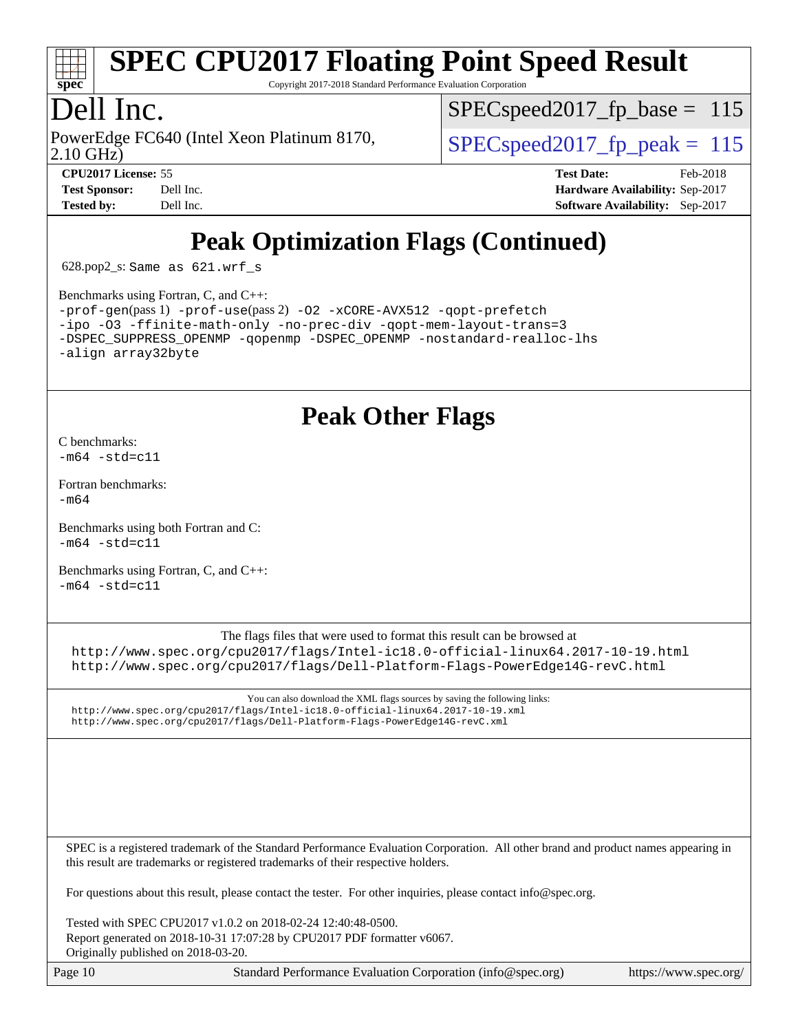# SPEC CPU2017 Floating Point Speed Result

Copyright 2017-2018 Standard Performance Evaluation Corporation

# Dell Inc.

PowerEdge FC640 (Intel Xeon Platinum 8170, 2.10 GHz)

SPECspeed2017_fp_base = 115

SPECspeed2017_fp_peak = 115

**CPU2017 License:** 55
**Test Sponsor:** Dell Inc.
**Tested by:** Dell Inc.

**Test Date:** Feb-2018
**Hardware Availability:** Sep-2017
**Software Availability:** Sep-2017

## Peak Optimization Flags (Continued)

628.pop2_s: Same as 621.wrf_s

Benchmarks using Fortran, C, and C++:
-prof-gen(pass 1) -prof-use(pass 2) -O2 -xCORE-AVX512 -qopt-prefetch
-ipo -O3 -ffinite-math-only -no-prec-div -qopt-mem-layout-trans=3
-DSPEC_SUPPRESS_OPENMP -qopenmp -DSPEC_OPENMP -nostandard-realloc-lhs
-align array32byte

## Peak Other Flags

C benchmarks:
-m64 -std=c11

Fortran benchmarks:
-m64

Benchmarks using both Fortran and C:
-m64 -std=c11

Benchmarks using Fortran, C, and C++:
-m64 -std=c11

The flags files that were used to format this result can be browsed at
http://www.spec.org/cpu2017/flags/Intel-ic18.0-official-linux64.2017-10-19.html
http://www.spec.org/cpu2017/flags/Dell-Platform-Flags-PowerEdge14G-revC.html

You can also download the XML flags sources by saving the following links:
http://www.spec.org/cpu2017/flags/Intel-ic18.0-official-linux64.2017-10-19.xml
http://www.spec.org/cpu2017/flags/Dell-Platform-Flags-PowerEdge14G-revC.xml

SPEC is a registered trademark of the Standard Performance Evaluation Corporation. All other brand and product names appearing in this result are trademarks or registered trademarks of their respective holders.

For questions about this result, please contact the tester. For other inquiries, please contact info@spec.org.

Tested with SPEC CPU2017 v1.0.2 on 2018-02-24 12:40:48-0500.
Report generated on 2018-10-31 17:07:28 by CPU2017 PDF formatter v6067.
Originally published on 2018-03-20.